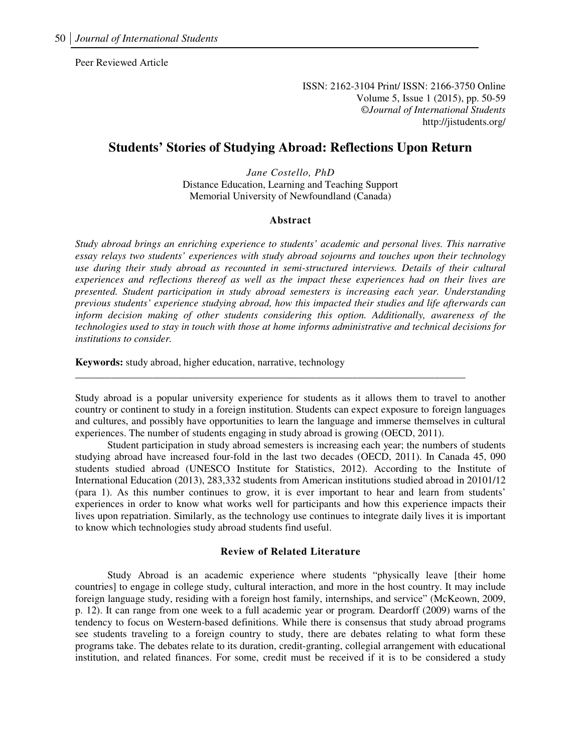Peer Reviewed Article

ISSN: 2162-3104 Print/ ISSN: 2166-3750 Online
Volume 5, Issue 1 (2015), pp. 50-59
©*Journal of International Students*
http://jistudents.org/

# Students' Stories of Studying Abroad: Reflections Upon Return

*Jane Costello, PhD*
Distance Education, Learning and Teaching Support
Memorial University of Newfoundland (Canada)

### Abstract

*Study abroad brings an enriching experience to students' academic and personal lives. This narrative essay relays two students' experiences with study abroad sojourns and touches upon their technology use during their study abroad as recounted in semi-structured interviews. Details of their cultural experiences and reflections thereof as well as the impact these experiences had on their lives are presented. Student participation in study abroad semesters is increasing each year. Understanding previous students' experience studying abroad, how this impacted their studies and life afterwards can inform decision making of other students considering this option. Additionally, awareness of the technologies used to stay in touch with those at home informs administrative and technical decisions for institutions to consider.*

**Keywords:** study abroad, higher education, narrative, technology

---

Study abroad is a popular university experience for students as it allows them to travel to another country or continent to study in a foreign institution. Students can expect exposure to foreign languages and cultures, and possibly have opportunities to learn the language and immerse themselves in cultural experiences. The number of students engaging in study abroad is growing (OECD, 2011).

Student participation in study abroad semesters is increasing each year; the numbers of students studying abroad have increased four-fold in the last two decades (OECD, 2011). In Canada 45, 090 students studied abroad (UNESCO Institute for Statistics, 2012). According to the Institute of International Education (2013), 283,332 students from American institutions studied abroad in 20101/12 (para 1). As this number continues to grow, it is ever important to hear and learn from students' experiences in order to know what works well for participants and how this experience impacts their lives upon repatriation. Similarly, as the technology use continues to integrate daily lives it is important to know which technologies study abroad students find useful.

### Review of Related Literature

Study Abroad is an academic experience where students "physically leave [their home countries] to engage in college study, cultural interaction, and more in the host country. It may include foreign language study, residing with a foreign host family, internships, and service" (McKeown, 2009, p. 12). It can range from one week to a full academic year or program. Deardorff (2009) warns of the tendency to focus on Western-based definitions. While there is consensus that study abroad programs see students traveling to a foreign country to study, there are debates relating to what form these programs take. The debates relate to its duration, credit-granting, collegial arrangement with educational institution, and related finances. For some, credit must be received if it is to be considered a study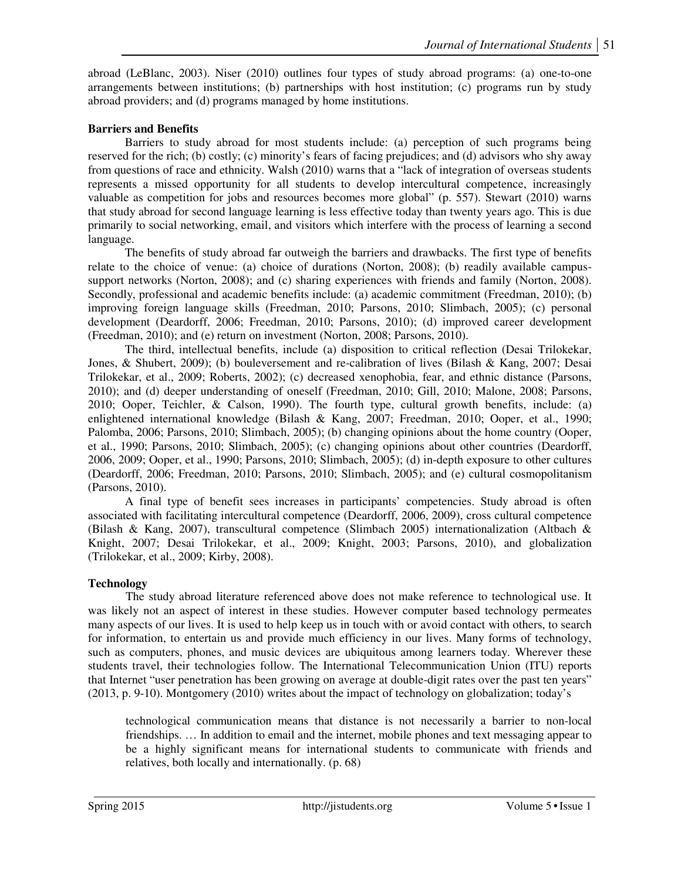abroad (LeBlanc, 2003). Niser (2010) outlines four types of study abroad programs: (a) one-to-one arrangements between institutions; (b) partnerships with host institution; (c) programs run by study abroad providers; and (d) programs managed by home institutions.

**Barriers and Benefits**

Barriers to study abroad for most students include: (a) perception of such programs being reserved for the rich; (b) costly; (c) minority's fears of facing prejudices; and (d) advisors who shy away from questions of race and ethnicity. Walsh (2010) warns that a "lack of integration of overseas students represents a missed opportunity for all students to develop intercultural competence, increasingly valuable as competition for jobs and resources becomes more global" (p. 557). Stewart (2010) warns that study abroad for second language learning is less effective today than twenty years ago. This is due primarily to social networking, email, and visitors which interfere with the process of learning a second language.

The benefits of study abroad far outweigh the barriers and drawbacks. The first type of benefits relate to the choice of venue: (a) choice of durations (Norton, 2008); (b) readily available campus-support networks (Norton, 2008); and (c) sharing experiences with friends and family (Norton, 2008). Secondly, professional and academic benefits include: (a) academic commitment (Freedman, 2010); (b) improving foreign language skills (Freedman, 2010; Parsons, 2010; Slimbach, 2005); (c) personal development (Deardorff, 2006; Freedman, 2010; Parsons, 2010); (d) improved career development (Freedman, 2010); and (e) return on investment (Norton, 2008; Parsons, 2010).

The third, intellectual benefits, include (a) disposition to critical reflection (Desai Trilokekar, Jones, & Shubert, 2009); (b) bouleversement and re-calibration of lives (Bilash & Kang, 2007; Desai Trilokekar, et al., 2009; Roberts, 2002); (c) decreased xenophobia, fear, and ethnic distance (Parsons, 2010); and (d) deeper understanding of oneself (Freedman, 2010; Gill, 2010; Malone, 2008; Parsons, 2010; Ooper, Teichler, & Calson, 1990). The fourth type, cultural growth benefits, include: (a) enlightened international knowledge (Bilash & Kang, 2007; Freedman, 2010; Ooper, et al., 1990; Palomba, 2006; Parsons, 2010; Slimbach, 2005); (b) changing opinions about the home country (Ooper, et al., 1990; Parsons, 2010; Slimbach, 2005); (c) changing opinions about other countries (Deardorff, 2006, 2009; Ooper, et al., 1990; Parsons, 2010; Slimbach, 2005); (d) in-depth exposure to other cultures (Deardorff, 2006; Freedman, 2010; Parsons, 2010; Slimbach, 2005); and (e) cultural cosmopolitanism (Parsons, 2010).

A final type of benefit sees increases in participants' competencies. Study abroad is often associated with facilitating intercultural competence (Deardorff, 2006, 2009), cross cultural competence (Bilash & Kang, 2007), transcultural competence (Slimbach 2005) internationalization (Altbach & Knight, 2007; Desai Trilokekar, et al., 2009; Knight, 2003; Parsons, 2010), and globalization (Trilokekar, et al., 2009; Kirby, 2008).

**Technology**

The study abroad literature referenced above does not make reference to technological use. It was likely not an aspect of interest in these studies. However computer based technology permeates many aspects of our lives. It is used to help keep us in touch with or avoid contact with others, to search for information, to entertain us and provide much efficiency in our lives. Many forms of technology, such as computers, phones, and music devices are ubiquitous among learners today. Wherever these students travel, their technologies follow. The International Telecommunication Union (ITU) reports that Internet "user penetration has been growing on average at double-digit rates over the past ten years" (2013, p. 9-10). Montgomery (2010) writes about the impact of technology on globalization; today's

> technological communication means that distance is not necessarily a barrier to non-local friendships. … In addition to email and the internet, mobile phones and text messaging appear to be a highly significant means for international students to communicate with friends and relatives, both locally and internationally. (p. 68)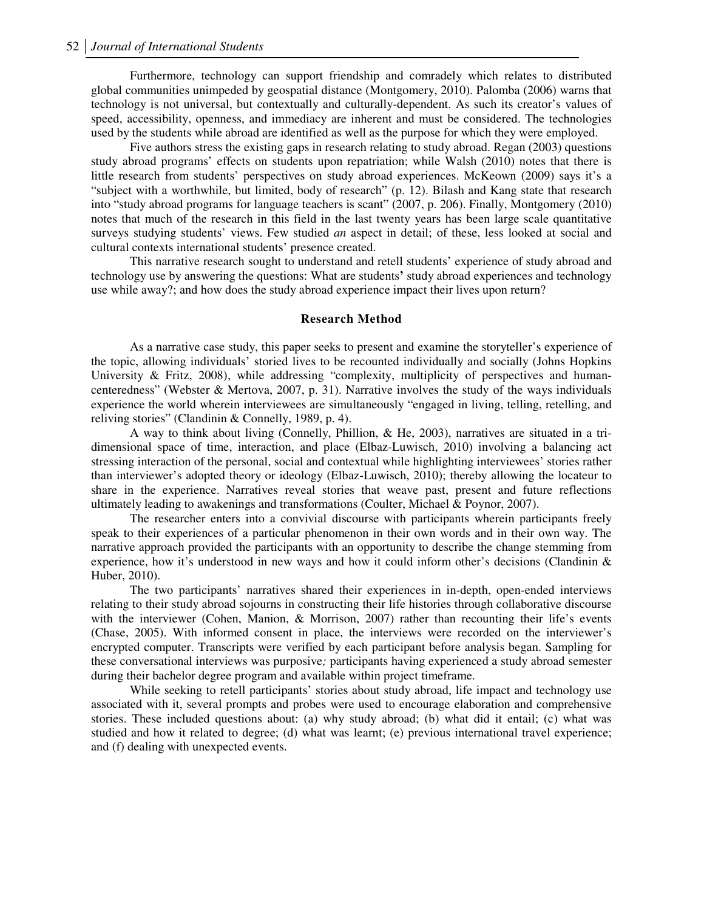Furthermore, technology can support friendship and comradely which relates to distributed global communities unimpeded by geospatial distance (Montgomery, 2010). Palomba (2006) warns that technology is not universal, but contextually and culturally-dependent. As such its creator's values of speed, accessibility, openness, and immediacy are inherent and must be considered. The technologies used by the students while abroad are identified as well as the purpose for which they were employed.

Five authors stress the existing gaps in research relating to study abroad. Regan (2003) questions study abroad programs' effects on students upon repatriation; while Walsh (2010) notes that there is little research from students' perspectives on study abroad experiences. McKeown (2009) says it's a "subject with a worthwhile, but limited, body of research" (p. 12). Bilash and Kang state that research into "study abroad programs for language teachers is scant" (2007, p. 206). Finally, Montgomery (2010) notes that much of the research in this field in the last twenty years has been large scale quantitative surveys studying students' views. Few studied *an* aspect in detail; of these, less looked at social and cultural contexts international students' presence created.

This narrative research sought to understand and retell students' experience of study abroad and technology use by answering the questions: What are students' study abroad experiences and technology use while away?; and how does the study abroad experience impact their lives upon return?

## Research Method

As a narrative case study, this paper seeks to present and examine the storyteller's experience of the topic, allowing individuals' storied lives to be recounted individually and socially (Johns Hopkins University & Fritz, 2008), while addressing "complexity, multiplicity of perspectives and human-centeredness" (Webster & Mertova, 2007, p. 31). Narrative involves the study of the ways individuals experience the world wherein interviewees are simultaneously "engaged in living, telling, retelling, and reliving stories" (Clandinin & Connelly, 1989, p. 4).

A way to think about living (Connelly, Phillion, & He, 2003), narratives are situated in a tri-dimensional space of time, interaction, and place (Elbaz-Luwisch, 2010) involving a balancing act stressing interaction of the personal, social and contextual while highlighting interviewees' stories rather than interviewer's adopted theory or ideology (Elbaz-Luwisch, 2010); thereby allowing the locateur to share in the experience. Narratives reveal stories that weave past, present and future reflections ultimately leading to awakenings and transformations (Coulter, Michael & Poynor, 2007).

The researcher enters into a convivial discourse with participants wherein participants freely speak to their experiences of a particular phenomenon in their own words and in their own way. The narrative approach provided the participants with an opportunity to describe the change stemming from experience, how it's understood in new ways and how it could inform other's decisions (Clandinin & Huber, 2010).

The two participants' narratives shared their experiences in in-depth, open-ended interviews relating to their study abroad sojourns in constructing their life histories through collaborative discourse with the interviewer (Cohen, Manion, & Morrison, 2007) rather than recounting their life's events (Chase, 2005). With informed consent in place, the interviews were recorded on the interviewer's encrypted computer. Transcripts were verified by each participant before analysis began. Sampling for these conversational interviews was purposive*;* participants having experienced a study abroad semester during their bachelor degree program and available within project timeframe.

While seeking to retell participants' stories about study abroad, life impact and technology use associated with it, several prompts and probes were used to encourage elaboration and comprehensive stories. These included questions about: (a) why study abroad; (b) what did it entail; (c) what was studied and how it related to degree; (d) what was learnt; (e) previous international travel experience; and (f) dealing with unexpected events.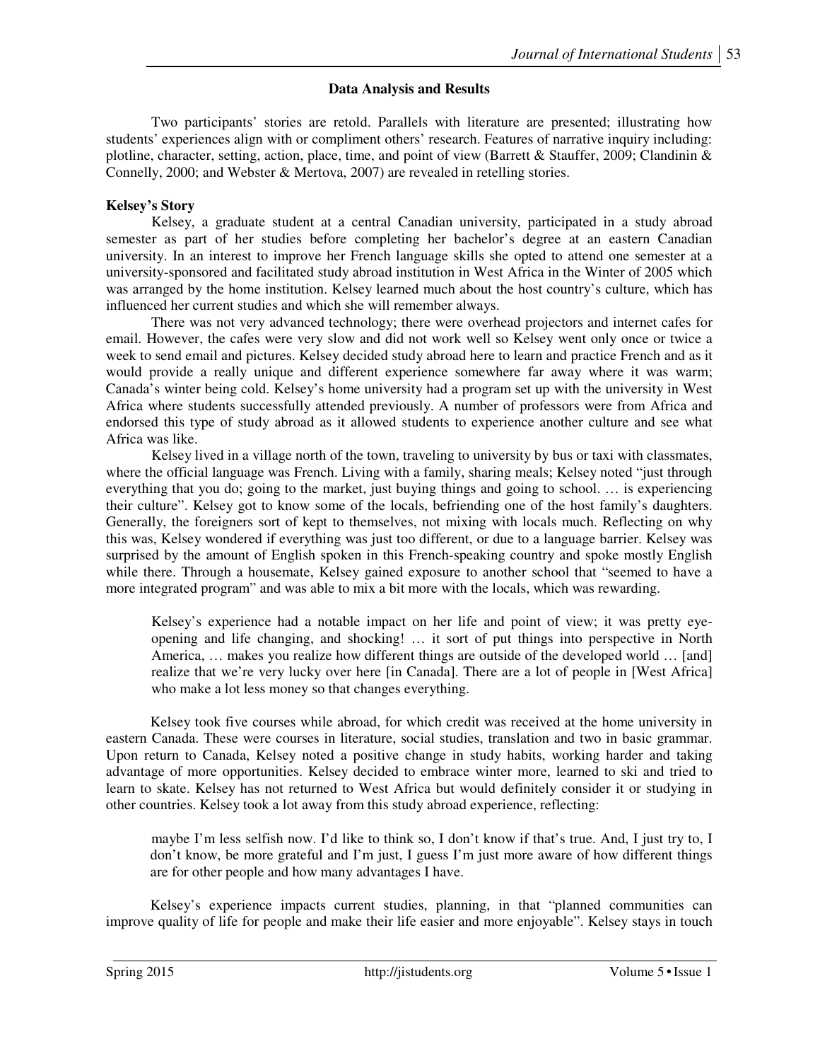## Data Analysis and Results

Two participants' stories are retold. Parallels with literature are presented; illustrating how students' experiences align with or compliment others' research. Features of narrative inquiry including: plotline, character, setting, action, place, time, and point of view (Barrett & Stauffer, 2009; Clandinin & Connelly, 2000; and Webster & Mertova, 2007) are revealed in retelling stories.

### Kelsey's Story

Kelsey, a graduate student at a central Canadian university, participated in a study abroad semester as part of her studies before completing her bachelor's degree at an eastern Canadian university. In an interest to improve her French language skills she opted to attend one semester at a university-sponsored and facilitated study abroad institution in West Africa in the Winter of 2005 which was arranged by the home institution. Kelsey learned much about the host country's culture, which has influenced her current studies and which she will remember always.

There was not very advanced technology; there were overhead projectors and internet cafes for email. However, the cafes were very slow and did not work well so Kelsey went only once or twice a week to send email and pictures. Kelsey decided study abroad here to learn and practice French and as it would provide a really unique and different experience somewhere far away where it was warm; Canada's winter being cold. Kelsey's home university had a program set up with the university in West Africa where students successfully attended previously. A number of professors were from Africa and endorsed this type of study abroad as it allowed students to experience another culture and see what Africa was like.

Kelsey lived in a village north of the town, traveling to university by bus or taxi with classmates, where the official language was French. Living with a family, sharing meals; Kelsey noted "just through everything that you do; going to the market, just buying things and going to school. … is experiencing their culture". Kelsey got to know some of the locals, befriending one of the host family's daughters. Generally, the foreigners sort of kept to themselves, not mixing with locals much. Reflecting on why this was, Kelsey wondered if everything was just too different, or due to a language barrier. Kelsey was surprised by the amount of English spoken in this French-speaking country and spoke mostly English while there. Through a housemate, Kelsey gained exposure to another school that "seemed to have a more integrated program" and was able to mix a bit more with the locals, which was rewarding.

> Kelsey's experience had a notable impact on her life and point of view; it was pretty eye-opening and life changing, and shocking! … it sort of put things into perspective in North America, … makes you realize how different things are outside of the developed world … [and] realize that we're very lucky over here [in Canada]. There are a lot of people in [West Africa] who make a lot less money so that changes everything.

Kelsey took five courses while abroad, for which credit was received at the home university in eastern Canada. These were courses in literature, social studies, translation and two in basic grammar. Upon return to Canada, Kelsey noted a positive change in study habits, working harder and taking advantage of more opportunities. Kelsey decided to embrace winter more, learned to ski and tried to learn to skate. Kelsey has not returned to West Africa but would definitely consider it or studying in other countries. Kelsey took a lot away from this study abroad experience, reflecting:

> maybe I'm less selfish now. I'd like to think so, I don't know if that's true. And, I just try to, I don't know, be more grateful and I'm just, I guess I'm just more aware of how different things are for other people and how many advantages I have.

Kelsey's experience impacts current studies, planning, in that "planned communities can improve quality of life for people and make their life easier and more enjoyable". Kelsey stays in touch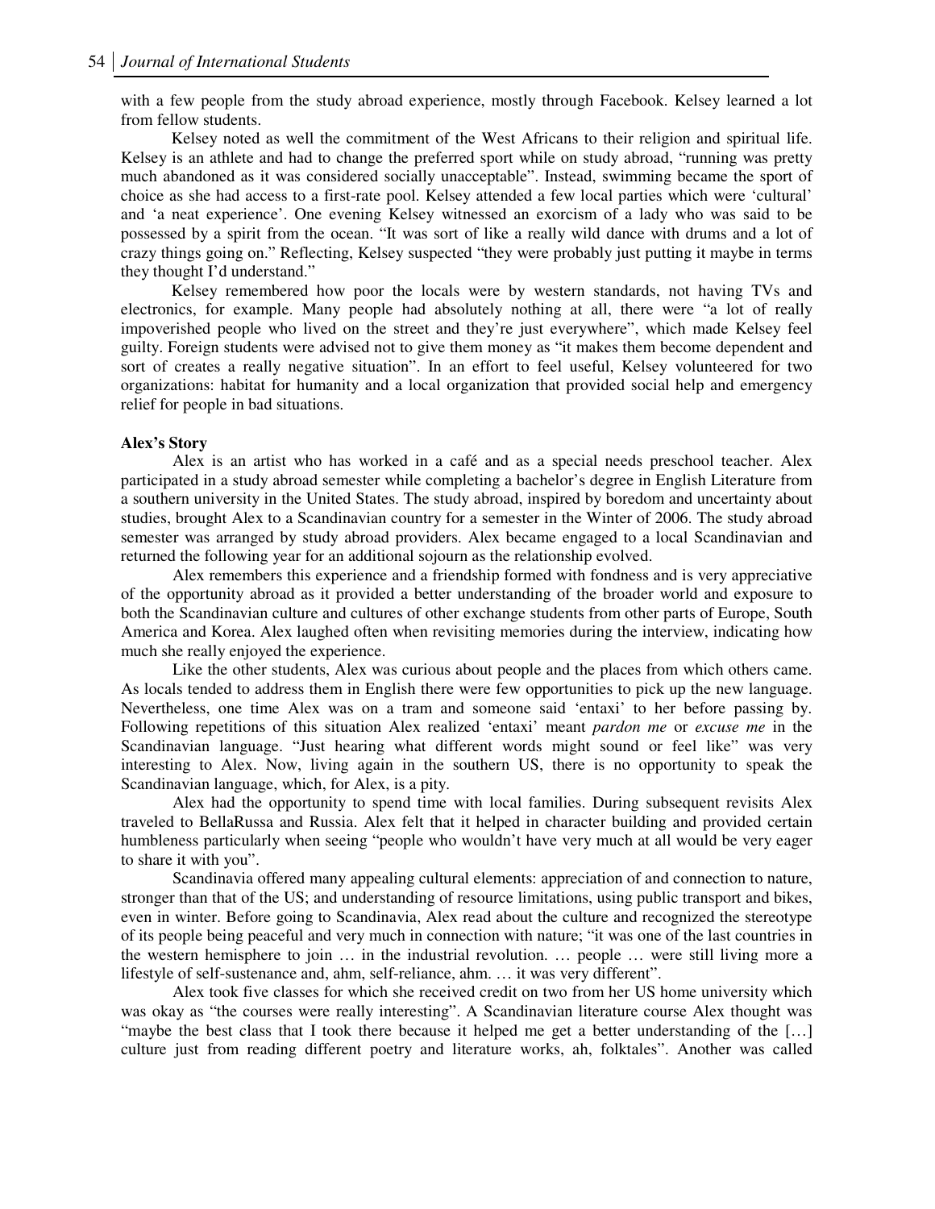with a few people from the study abroad experience, mostly through Facebook. Kelsey learned a lot from fellow students.

Kelsey noted as well the commitment of the West Africans to their religion and spiritual life. Kelsey is an athlete and had to change the preferred sport while on study abroad, "running was pretty much abandoned as it was considered socially unacceptable". Instead, swimming became the sport of choice as she had access to a first-rate pool. Kelsey attended a few local parties which were 'cultural' and 'a neat experience'. One evening Kelsey witnessed an exorcism of a lady who was said to be possessed by a spirit from the ocean. "It was sort of like a really wild dance with drums and a lot of crazy things going on." Reflecting, Kelsey suspected "they were probably just putting it maybe in terms they thought I'd understand."

Kelsey remembered how poor the locals were by western standards, not having TVs and electronics, for example. Many people had absolutely nothing at all, there were "a lot of really impoverished people who lived on the street and they're just everywhere", which made Kelsey feel guilty. Foreign students were advised not to give them money as "it makes them become dependent and sort of creates a really negative situation". In an effort to feel useful, Kelsey volunteered for two organizations: habitat for humanity and a local organization that provided social help and emergency relief for people in bad situations.

**Alex's Story**

Alex is an artist who has worked in a café and as a special needs preschool teacher. Alex participated in a study abroad semester while completing a bachelor's degree in English Literature from a southern university in the United States. The study abroad, inspired by boredom and uncertainty about studies, brought Alex to a Scandinavian country for a semester in the Winter of 2006. The study abroad semester was arranged by study abroad providers. Alex became engaged to a local Scandinavian and returned the following year for an additional sojourn as the relationship evolved.

Alex remembers this experience and a friendship formed with fondness and is very appreciative of the opportunity abroad as it provided a better understanding of the broader world and exposure to both the Scandinavian culture and cultures of other exchange students from other parts of Europe, South America and Korea. Alex laughed often when revisiting memories during the interview, indicating how much she really enjoyed the experience.

Like the other students, Alex was curious about people and the places from which others came. As locals tended to address them in English there were few opportunities to pick up the new language. Nevertheless, one time Alex was on a tram and someone said 'entaxi' to her before passing by. Following repetitions of this situation Alex realized 'entaxi' meant *pardon me* or *excuse me* in the Scandinavian language. "Just hearing what different words might sound or feel like" was very interesting to Alex. Now, living again in the southern US, there is no opportunity to speak the Scandinavian language, which, for Alex, is a pity.

Alex had the opportunity to spend time with local families. During subsequent revisits Alex traveled to BellaRussa and Russia. Alex felt that it helped in character building and provided certain humbleness particularly when seeing "people who wouldn't have very much at all would be very eager to share it with you".

Scandinavia offered many appealing cultural elements: appreciation of and connection to nature, stronger than that of the US; and understanding of resource limitations, using public transport and bikes, even in winter. Before going to Scandinavia, Alex read about the culture and recognized the stereotype of its people being peaceful and very much in connection with nature; "it was one of the last countries in the western hemisphere to join … in the industrial revolution. … people … were still living more a lifestyle of self-sustenance and, ahm, self-reliance, ahm. … it was very different".

Alex took five classes for which she received credit on two from her US home university which was okay as "the courses were really interesting". A Scandinavian literature course Alex thought was "maybe the best class that I took there because it helped me get a better understanding of the […] culture just from reading different poetry and literature works, ah, folktales". Another was called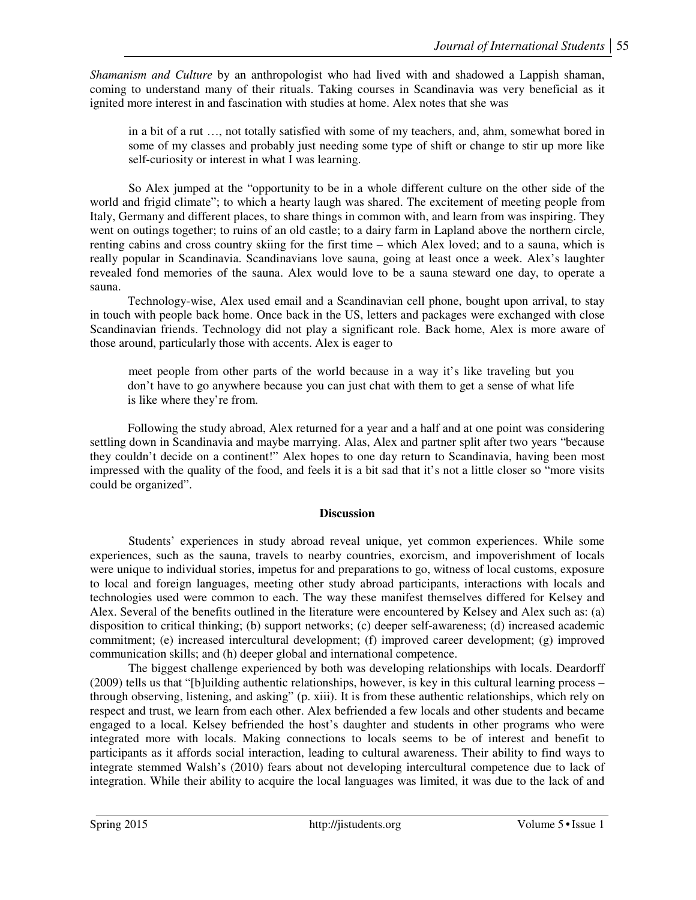*Shamanism and Culture* by an anthropologist who had lived with and shadowed a Lappish shaman, coming to understand many of their rituals. Taking courses in Scandinavia was very beneficial as it ignited more interest in and fascination with studies at home. Alex notes that she was

> in a bit of a rut …, not totally satisfied with some of my teachers, and, ahm, somewhat bored in some of my classes and probably just needing some type of shift or change to stir up more like self-curiosity or interest in what I was learning.

So Alex jumped at the "opportunity to be in a whole different culture on the other side of the world and frigid climate"; to which a hearty laugh was shared. The excitement of meeting people from Italy, Germany and different places, to share things in common with, and learn from was inspiring. They went on outings together; to ruins of an old castle; to a dairy farm in Lapland above the northern circle, renting cabins and cross country skiing for the first time – which Alex loved; and to a sauna, which is really popular in Scandinavia. Scandinavians love sauna, going at least once a week. Alex's laughter revealed fond memories of the sauna. Alex would love to be a sauna steward one day, to operate a sauna.

Technology-wise, Alex used email and a Scandinavian cell phone, bought upon arrival, to stay in touch with people back home. Once back in the US, letters and packages were exchanged with close Scandinavian friends. Technology did not play a significant role. Back home, Alex is more aware of those around, particularly those with accents. Alex is eager to

> meet people from other parts of the world because in a way it's like traveling but you don't have to go anywhere because you can just chat with them to get a sense of what life is like where they're from.

Following the study abroad, Alex returned for a year and a half and at one point was considering settling down in Scandinavia and maybe marrying. Alas, Alex and partner split after two years "because they couldn't decide on a continent!" Alex hopes to one day return to Scandinavia, having been most impressed with the quality of the food, and feels it is a bit sad that it's not a little closer so "more visits could be organized".

## Discussion

Students' experiences in study abroad reveal unique, yet common experiences. While some experiences, such as the sauna, travels to nearby countries, exorcism, and impoverishment of locals were unique to individual stories, impetus for and preparations to go, witness of local customs, exposure to local and foreign languages, meeting other study abroad participants, interactions with locals and technologies used were common to each. The way these manifest themselves differed for Kelsey and Alex. Several of the benefits outlined in the literature were encountered by Kelsey and Alex such as: (a) disposition to critical thinking; (b) support networks; (c) deeper self-awareness; (d) increased academic commitment; (e) increased intercultural development; (f) improved career development; (g) improved communication skills; and (h) deeper global and international competence.

The biggest challenge experienced by both was developing relationships with locals. Deardorff (2009) tells us that "[b]uilding authentic relationships, however, is key in this cultural learning process – through observing, listening, and asking" (p. xiii). It is from these authentic relationships, which rely on respect and trust, we learn from each other. Alex befriended a few locals and other students and became engaged to a local. Kelsey befriended the host's daughter and students in other programs who were integrated more with locals. Making connections to locals seems to be of interest and benefit to participants as it affords social interaction, leading to cultural awareness. Their ability to find ways to integrate stemmed Walsh's (2010) fears about not developing intercultural competence due to lack of integration. While their ability to acquire the local languages was limited, it was due to the lack of and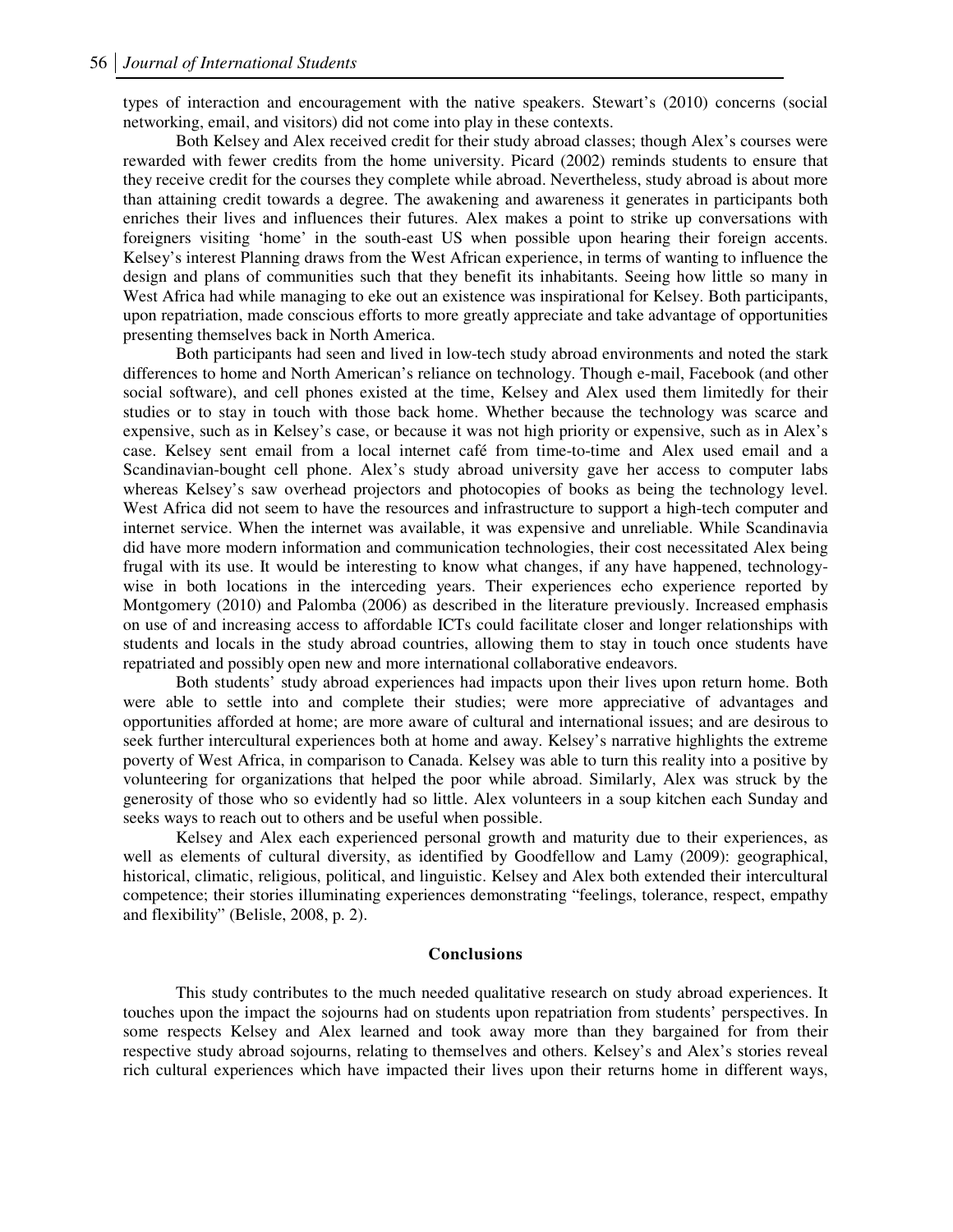types of interaction and encouragement with the native speakers. Stewart's (2010) concerns (social networking, email, and visitors) did not come into play in these contexts.

Both Kelsey and Alex received credit for their study abroad classes; though Alex's courses were rewarded with fewer credits from the home university. Picard (2002) reminds students to ensure that they receive credit for the courses they complete while abroad. Nevertheless, study abroad is about more than attaining credit towards a degree. The awakening and awareness it generates in participants both enriches their lives and influences their futures. Alex makes a point to strike up conversations with foreigners visiting 'home' in the south-east US when possible upon hearing their foreign accents. Kelsey's interest Planning draws from the West African experience, in terms of wanting to influence the design and plans of communities such that they benefit its inhabitants. Seeing how little so many in West Africa had while managing to eke out an existence was inspirational for Kelsey. Both participants, upon repatriation, made conscious efforts to more greatly appreciate and take advantage of opportunities presenting themselves back in North America.

Both participants had seen and lived in low-tech study abroad environments and noted the stark differences to home and North American's reliance on technology. Though e-mail, Facebook (and other social software), and cell phones existed at the time, Kelsey and Alex used them limitedly for their studies or to stay in touch with those back home. Whether because the technology was scarce and expensive, such as in Kelsey's case, or because it was not high priority or expensive, such as in Alex's case. Kelsey sent email from a local internet café from time-to-time and Alex used email and a Scandinavian-bought cell phone. Alex's study abroad university gave her access to computer labs whereas Kelsey's saw overhead projectors and photocopies of books as being the technology level. West Africa did not seem to have the resources and infrastructure to support a high-tech computer and internet service. When the internet was available, it was expensive and unreliable. While Scandinavia did have more modern information and communication technologies, their cost necessitated Alex being frugal with its use. It would be interesting to know what changes, if any have happened, technology-wise in both locations in the interceding years. Their experiences echo experience reported by Montgomery (2010) and Palomba (2006) as described in the literature previously. Increased emphasis on use of and increasing access to affordable ICTs could facilitate closer and longer relationships with students and locals in the study abroad countries, allowing them to stay in touch once students have repatriated and possibly open new and more international collaborative endeavors.

Both students' study abroad experiences had impacts upon their lives upon return home. Both were able to settle into and complete their studies; were more appreciative of advantages and opportunities afforded at home; are more aware of cultural and international issues; and are desirous to seek further intercultural experiences both at home and away. Kelsey's narrative highlights the extreme poverty of West Africa, in comparison to Canada. Kelsey was able to turn this reality into a positive by volunteering for organizations that helped the poor while abroad. Similarly, Alex was struck by the generosity of those who so evidently had so little. Alex volunteers in a soup kitchen each Sunday and seeks ways to reach out to others and be useful when possible.

Kelsey and Alex each experienced personal growth and maturity due to their experiences, as well as elements of cultural diversity, as identified by Goodfellow and Lamy (2009): geographical, historical, climatic, religious, political, and linguistic. Kelsey and Alex both extended their intercultural competence; their stories illuminating experiences demonstrating "feelings, tolerance, respect, empathy and flexibility" (Belisle, 2008, p. 2).

## Conclusions

This study contributes to the much needed qualitative research on study abroad experiences. It touches upon the impact the sojourns had on students upon repatriation from students' perspectives. In some respects Kelsey and Alex learned and took away more than they bargained for from their respective study abroad sojourns, relating to themselves and others. Kelsey's and Alex's stories reveal rich cultural experiences which have impacted their lives upon their returns home in different ways,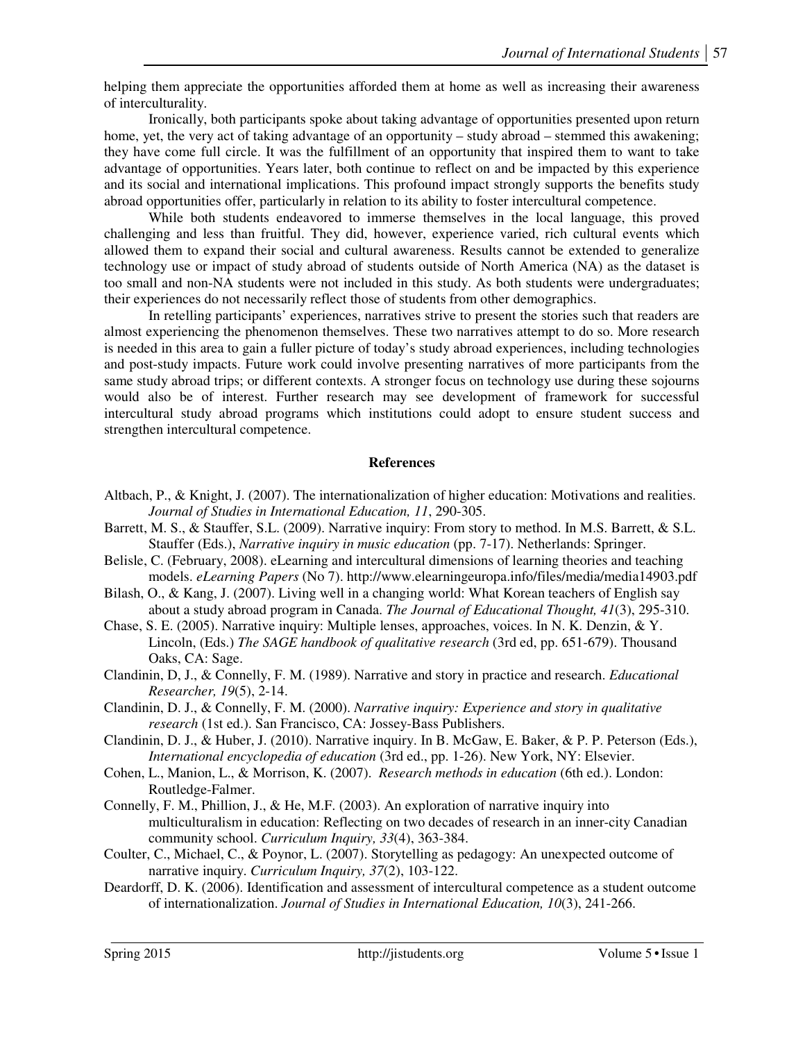helping them appreciate the opportunities afforded them at home as well as increasing their awareness of interculturality.

Ironically, both participants spoke about taking advantage of opportunities presented upon return home, yet, the very act of taking advantage of an opportunity – study abroad – stemmed this awakening; they have come full circle. It was the fulfillment of an opportunity that inspired them to want to take advantage of opportunities. Years later, both continue to reflect on and be impacted by this experience and its social and international implications. This profound impact strongly supports the benefits study abroad opportunities offer, particularly in relation to its ability to foster intercultural competence.

While both students endeavored to immerse themselves in the local language, this proved challenging and less than fruitful. They did, however, experience varied, rich cultural events which allowed them to expand their social and cultural awareness. Results cannot be extended to generalize technology use or impact of study abroad of students outside of North America (NA) as the dataset is too small and non-NA students were not included in this study. As both students were undergraduates; their experiences do not necessarily reflect those of students from other demographics.

In retelling participants' experiences, narratives strive to present the stories such that readers are almost experiencing the phenomenon themselves. These two narratives attempt to do so. More research is needed in this area to gain a fuller picture of today's study abroad experiences, including technologies and post-study impacts. Future work could involve presenting narratives of more participants from the same study abroad trips; or different contexts. A stronger focus on technology use during these sojourns would also be of interest. Further research may see development of framework for successful intercultural study abroad programs which institutions could adopt to ensure student success and strengthen intercultural competence.

## References

Altbach, P., & Knight, J. (2007). The internationalization of higher education: Motivations and realities. *Journal of Studies in International Education, 11*, 290-305.

Barrett, M. S., & Stauffer, S.L. (2009). Narrative inquiry: From story to method. In M.S. Barrett, & S.L. Stauffer (Eds.), *Narrative inquiry in music education* (pp. 7-17). Netherlands: Springer.

Belisle, C. (February, 2008). eLearning and intercultural dimensions of learning theories and teaching models. *eLearning Papers* (No 7). http://www.elearningeuropa.info/files/media/media14903.pdf

Bilash, O., & Kang, J. (2007). Living well in a changing world: What Korean teachers of English say about a study abroad program in Canada. *The Journal of Educational Thought, 41*(3), 295-310.

Chase, S. E. (2005). Narrative inquiry: Multiple lenses, approaches, voices. In N. K. Denzin, & Y. Lincoln, (Eds.) *The SAGE handbook of qualitative research* (3rd ed, pp. 651-679). Thousand Oaks, CA: Sage.

Clandinin, D, J., & Connelly, F. M. (1989). Narrative and story in practice and research. *Educational Researcher, 19*(5), 2-14.

Clandinin, D. J., & Connelly, F. M. (2000). *Narrative inquiry: Experience and story in qualitative research* (1st ed.). San Francisco, CA: Jossey-Bass Publishers.

Clandinin, D. J., & Huber, J. (2010). Narrative inquiry. In B. McGaw, E. Baker, & P. P. Peterson (Eds.), *International encyclopedia of education* (3rd ed., pp. 1-26). New York, NY: Elsevier.

Cohen, L., Manion, L., & Morrison, K. (2007). *Research methods in education* (6th ed.). London: Routledge-Falmer.

Connelly, F. M., Phillion, J., & He, M.F. (2003). An exploration of narrative inquiry into multiculturalism in education: Reflecting on two decades of research in an inner-city Canadian community school. *Curriculum Inquiry, 33*(4), 363-384.

Coulter, C., Michael, C., & Poynor, L. (2007). Storytelling as pedagogy: An unexpected outcome of narrative inquiry. *Curriculum Inquiry, 37*(2), 103-122.

Deardorff, D. K. (2006). Identification and assessment of intercultural competence as a student outcome of internationalization. *Journal of Studies in International Education, 10*(3), 241-266.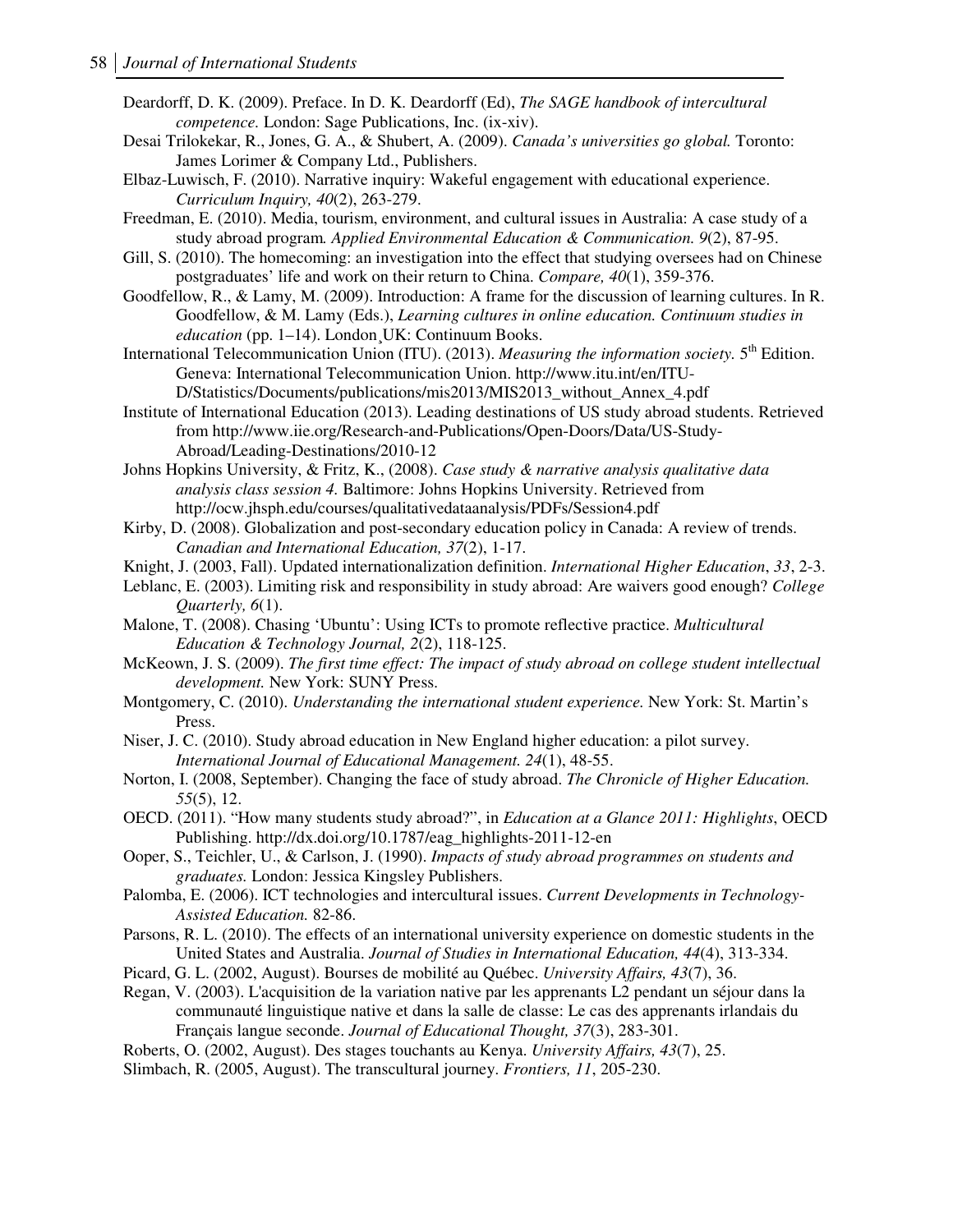Deardorff, D. K. (2009). Preface. In D. K. Deardorff (Ed), *The SAGE handbook of intercultural competence*. London: Sage Publications, Inc. (ix-xiv).

Desai Trilokekar, R., Jones, G. A., & Shubert, A. (2009). *Canada's universities go global.* Toronto: James Lorimer & Company Ltd., Publishers.

Elbaz-Luwisch, F. (2010). Narrative inquiry: Wakeful engagement with educational experience. *Curriculum Inquiry, 40*(2), 263-279.

Freedman, E. (2010). Media, tourism, environment, and cultural issues in Australia: A case study of a study abroad program*. Applied Environmental Education & Communication. 9*(2), 87-95.

Gill, S. (2010). The homecoming: an investigation into the effect that studying oversees had on Chinese postgraduates' life and work on their return to China. *Compare, 40*(1), 359-376.

Goodfellow, R., & Lamy, M. (2009). Introduction: A frame for the discussion of learning cultures. In R. Goodfellow, & M. Lamy (Eds.), *Learning cultures in online education. Continuum studies in education* (pp. 1–14). London¸UK: Continuum Books.

International Telecommunication Union (ITU). (2013). *Measuring the information society.* 5th Edition. Geneva: International Telecommunication Union. http://www.itu.int/en/ITU-D/Statistics/Documents/publications/mis2013/MIS2013_without_Annex_4.pdf

Institute of International Education (2013). Leading destinations of US study abroad students. Retrieved from http://www.iie.org/Research-and-Publications/Open-Doors/Data/US-Study-Abroad/Leading-Destinations/2010-12

Johns Hopkins University, & Fritz, K., (2008). *Case study & narrative analysis qualitative data analysis class session 4.* Baltimore: Johns Hopkins University. Retrieved from http://ocw.jhsph.edu/courses/qualitativedataanalysis/PDFs/Session4.pdf

Kirby, D. (2008). Globalization and post-secondary education policy in Canada: A review of trends. *Canadian and International Education, 37*(2), 1-17.

Knight, J. (2003, Fall). Updated internationalization definition. *International Higher Education*, *33*, 2-3.

Leblanc, E. (2003). Limiting risk and responsibility in study abroad: Are waivers good enough? *College Quarterly, 6*(1).

Malone, T. (2008). Chasing 'Ubuntu': Using ICTs to promote reflective practice. *Multicultural Education & Technology Journal, 2*(2), 118-125.

McKeown, J. S. (2009). *The first time effect: The impact of study abroad on college student intellectual development.* New York: SUNY Press.

Montgomery, C. (2010). *Understanding the international student experience.* New York: St. Martin's Press.

Niser, J. C. (2010). Study abroad education in New England higher education: a pilot survey. *International Journal of Educational Management. 24*(1), 48-55.

Norton, I. (2008, September). Changing the face of study abroad. *The Chronicle of Higher Education. 55*(5), 12.

OECD. (2011). "How many students study abroad?", in *Education at a Glance 2011: Highlights*, OECD Publishing. http://dx.doi.org/10.1787/eag_highlights-2011-12-en

Ooper, S., Teichler, U., & Carlson, J. (1990). *Impacts of study abroad programmes on students and graduates.* London: Jessica Kingsley Publishers.

Palomba, E. (2006). ICT technologies and intercultural issues. *Current Developments in Technology-Assisted Education.* 82-86.

Parsons, R. L. (2010). The effects of an international university experience on domestic students in the United States and Australia. *Journal of Studies in International Education, 44*(4), 313-334.

Picard, G. L. (2002, August). Bourses de mobilité au Québec. *University Affairs, 43*(7), 36.

Regan, V. (2003). L'acquisition de la variation native par les apprenants L2 pendant un séjour dans la communauté linguistique native et dans la salle de classe: Le cas des apprenants irlandais du Français langue seconde. *Journal of Educational Thought, 37*(3), 283-301.

Roberts, O. (2002, August). Des stages touchants au Kenya. *University Affairs, 43*(7), 25.

Slimbach, R. (2005, August). The transcultural journey. *Frontiers, 11*, 205-230.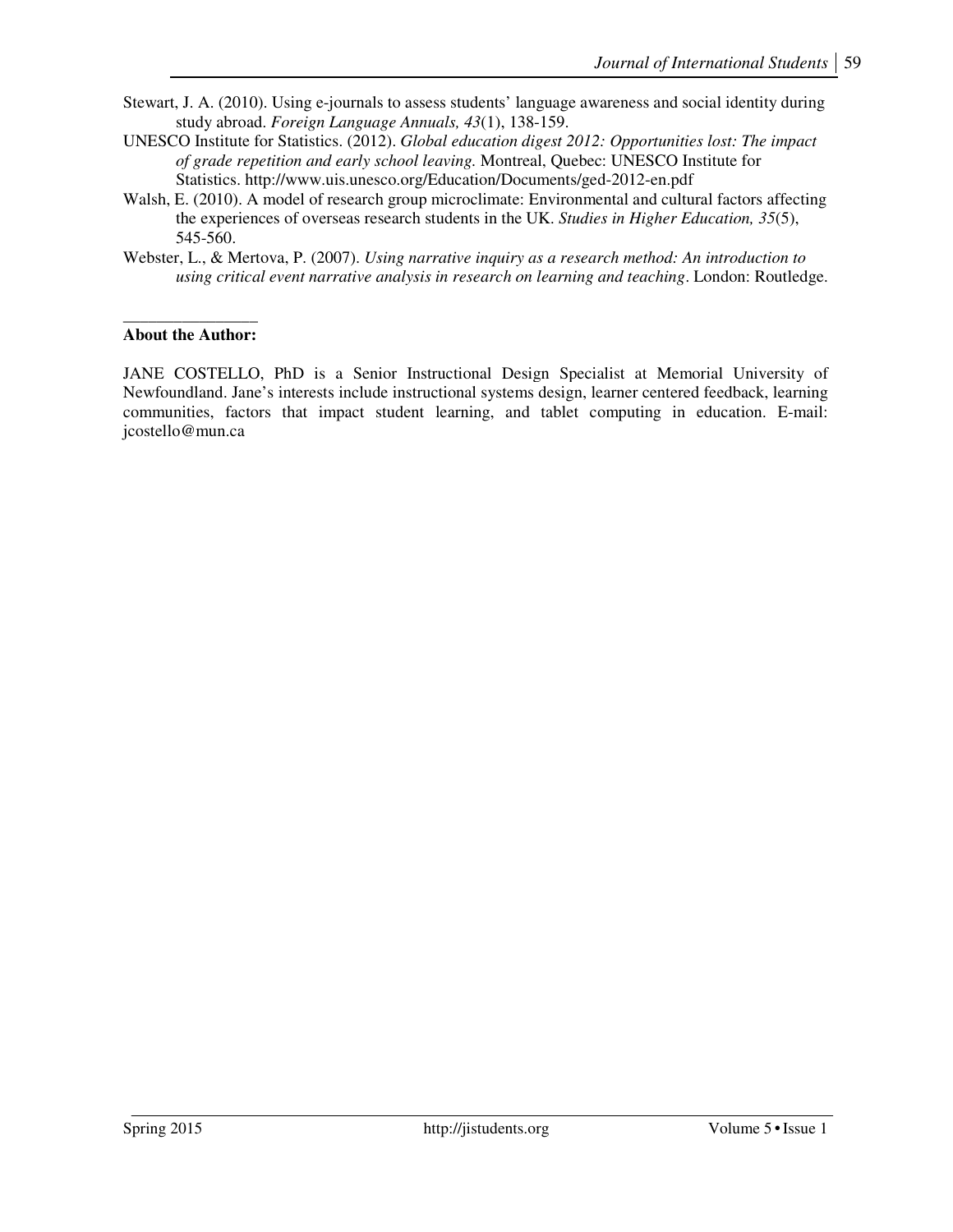Stewart, J. A. (2010). Using e-journals to assess students' language awareness and social identity during study abroad. *Foreign Language Annuals, 43*(1), 138-159.

UNESCO Institute for Statistics. (2012). *Global education digest 2012: Opportunities lost: The impact of grade repetition and early school leaving.* Montreal, Quebec: UNESCO Institute for Statistics. http://www.uis.unesco.org/Education/Documents/ged-2012-en.pdf

Walsh, E. (2010). A model of research group microclimate: Environmental and cultural factors affecting the experiences of overseas research students in the UK. *Studies in Higher Education, 35*(5), 545-560.

Webster, L., & Mertova, P. (2007). *Using narrative inquiry as a research method: An introduction to using critical event narrative analysis in research on learning and teaching*. London: Routledge.

---

**About the Author:**

JANE COSTELLO, PhD is a Senior Instructional Design Specialist at Memorial University of Newfoundland. Jane's interests include instructional systems design, learner centered feedback, learning communities, factors that impact student learning, and tablet computing in education. E-mail: jcostello@mun.ca